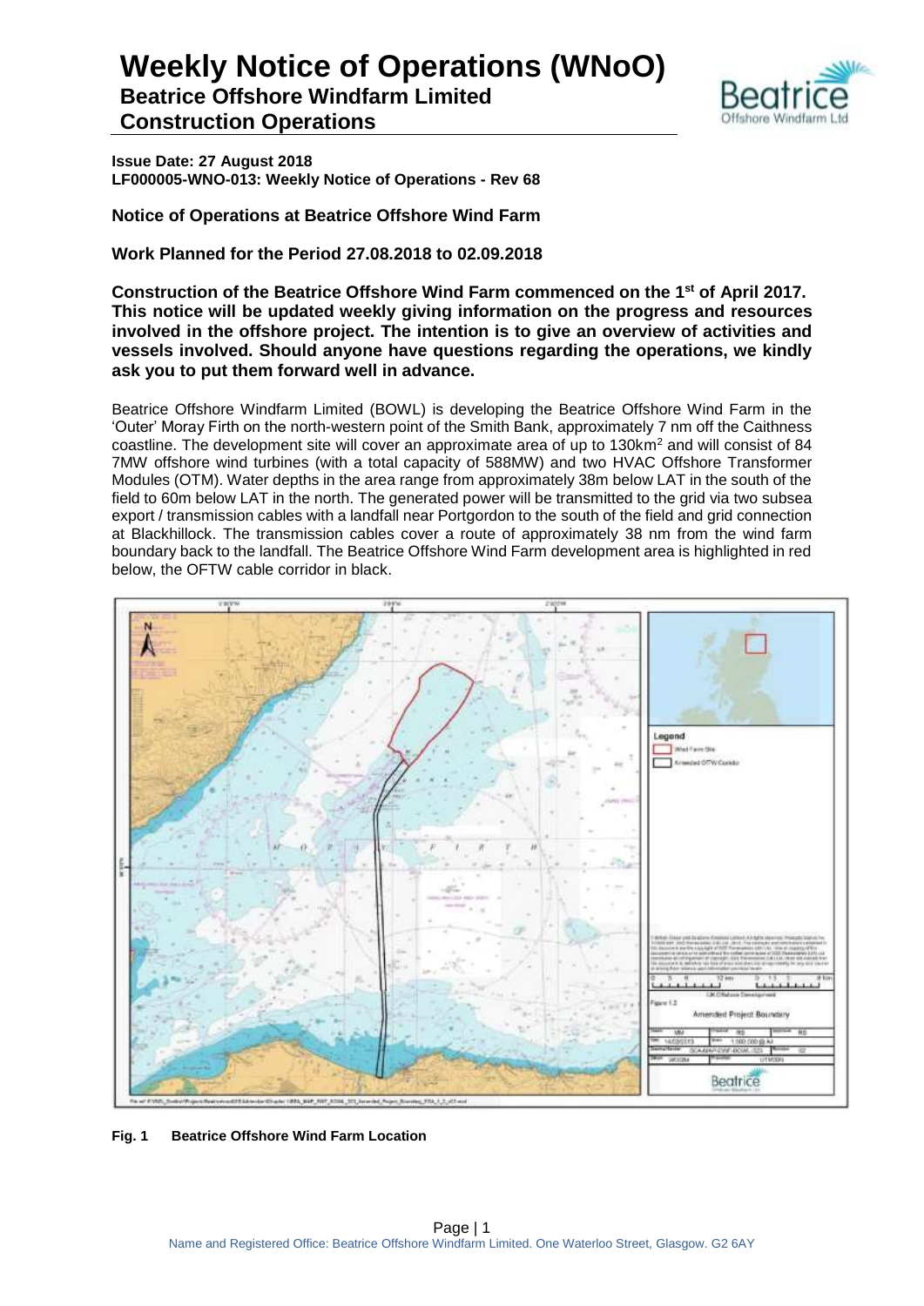# Weekly Notice of Operations (WNoO)

## Beatrice Offshore Windfarm Limited

## Construction Operations

**Issue Date: 27 August 2018**
**LF000005-WNO-013: Weekly Notice of Operations - Rev 68**

**Notice of Operations at Beatrice Offshore Wind Farm**

**Work Planned for the Period 27.08.2018 to 02.09.2018**

**Construction of the Beatrice Offshore Wind Farm commenced on the 1st of April 2017. This notice will be updated weekly giving information on the progress and resources involved in the offshore project. The intention is to give an overview of activities and vessels involved. Should anyone have questions regarding the operations, we kindly ask you to put them forward well in advance.**

Beatrice Offshore Windfarm Limited (BOWL) is developing the Beatrice Offshore Wind Farm in the 'Outer' Moray Firth on the north-western point of the Smith Bank, approximately 7 nm off the Caithness coastline. The development site will cover an approximate area of up to 130km$^2$ and will consist of 84 7MW offshore wind turbines (with a total capacity of 588MW) and two HVAC Offshore Transformer Modules (OTM). Water depths in the area range from approximately 38m below LAT in the south of the field to 60m below LAT in the north. The generated power will be transmitted to the grid via two subsea export / transmission cables with a landfall near Portgordon to the south of the field and grid connection at Blackhillock. The transmission cables cover a route of approximately 38 nm from the wind farm boundary back to the landfall. The Beatrice Offshore Wind Farm development area is highlighted in red below, the OFTW cable corridor in black.

**Fig. 1 Beatrice Offshore Wind Farm Location**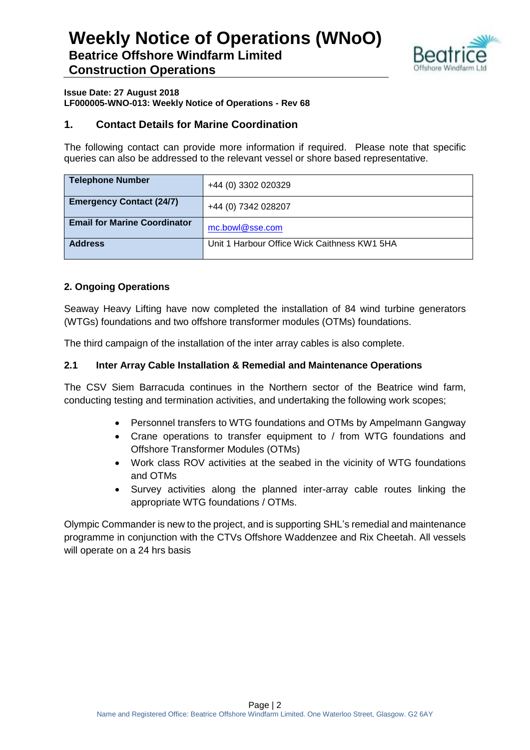# Weekly Notice of Operations (WNoO)

## Beatrice Offshore Windfarm Limited
## Construction Operations

**Issue Date: 27 August 2018**
**LF000005-WNO-013: Weekly Notice of Operations - Rev 68**

## 1. Contact Details for Marine Coordination

The following contact can provide more information if required. Please note that specific queries can also be addressed to the relevant vessel or shore based representative.

| | |
|---|---|
| **Telephone Number** | +44 (0) 3302 020329 |
| **Emergency Contact (24/7)** | +44 (0) 7342 028207 |
| **Email for Marine Coordinator** | mc.bowl@sse.com |
| **Address** | Unit 1 Harbour Office Wick Caithness KW1 5HA |

### 2. Ongoing Operations

Seaway Heavy Lifting have now completed the installation of 84 wind turbine generators (WTGs) foundations and two offshore transformer modules (OTMs) foundations.

The third campaign of the installation of the inter array cables is also complete.

### 2.1 Inter Array Cable Installation & Remedial and Maintenance Operations

The CSV Siem Barracuda continues in the Northern sector of the Beatrice wind farm, conducting testing and termination activities, and undertaking the following work scopes;

- Personnel transfers to WTG foundations and OTMs by Ampelmann Gangway
- Crane operations to transfer equipment to / from WTG foundations and Offshore Transformer Modules (OTMs)
- Work class ROV activities at the seabed in the vicinity of WTG foundations and OTMs
- Survey activities along the planned inter-array cable routes linking the appropriate WTG foundations / OTMs.

Olympic Commander is new to the project, and is supporting SHL's remedial and maintenance programme in conjunction with the CTVs Offshore Waddenzee and Rix Cheetah. All vessels will operate on a 24 hrs basis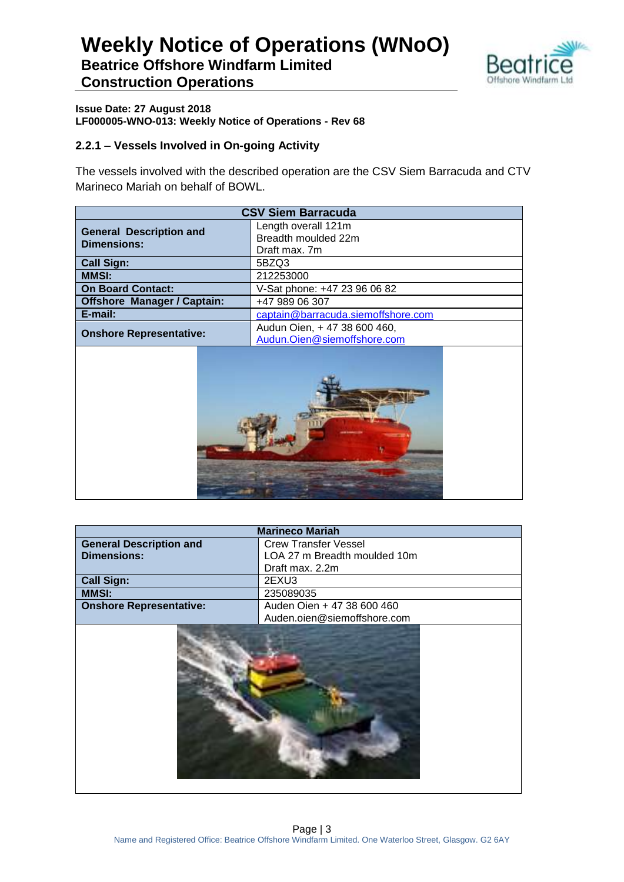# Weekly Notice of Operations (WNoO)

## Beatrice Offshore Windfarm Limited

## Construction Operations

**Issue Date: 27 August 2018**
**LF000005-WNO-013: Weekly Notice of Operations - Rev 68**

### 2.2.1 – Vessels Involved in On-going Activity

The vessels involved with the described operation are the CSV Siem Barracuda and CTV Marineco Mariah on behalf of BOWL.

| CSV Siem Barracuda | |
|---|---|
| **General Description and Dimensions:** | Length overall 121m<br>Breadth moulded 22m<br>Draft max. 7m |
| **Call Sign:** | 5BZQ3 |
| **MMSI:** | 212253000 |
| **On Board Contact:** | V-Sat phone: +47 23 96 06 82 |
| **Offshore Manager / Captain:** | +47 989 06 307 |
| **E-mail:** | captain@barracuda.siemoffshore.com |
| **Onshore Representative:** | Audun Oien, + 47 38 600 460,<br>Audun.Oien@siemoffshore.com |

| Marineco Mariah | |
|---|---|
| **General Description and Dimensions:** | Crew Transfer Vessel<br>LOA 27 m Breadth moulded 10m<br>Draft max. 2.2m |
| **Call Sign:** | 2EXU3 |
| **MMSI:** | 235089035 |
| **Onshore Representative:** | Auden Oien + 47 38 600 460<br>Auden.oien@siemoffshore.com |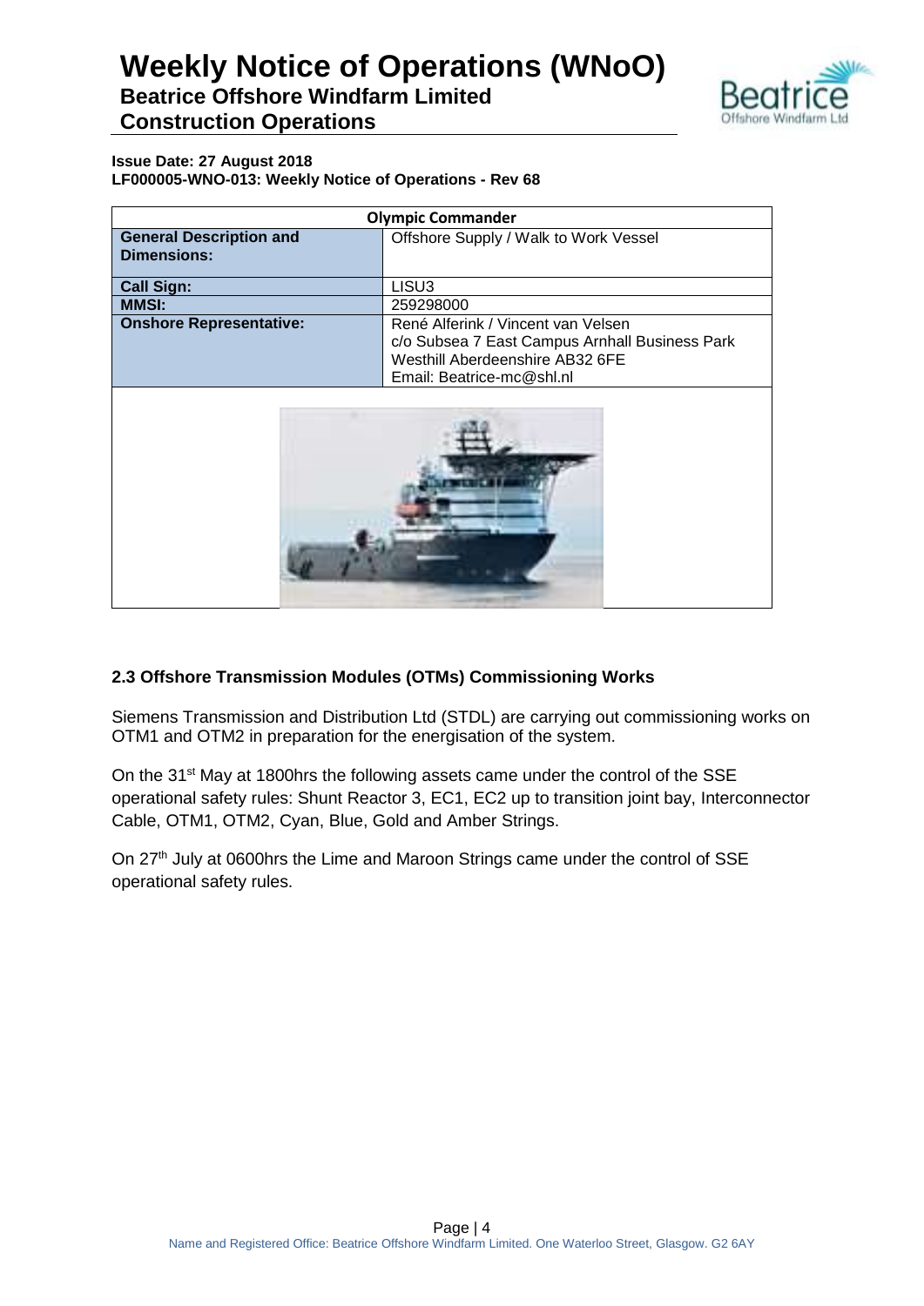**Issue Date: 27 August 2018**
**LF000005-WNO-013: Weekly Notice of Operations - Rev 68**

| Olympic Commander | |
|---|---|
| **General Description and Dimensions:** | Offshore Supply / Walk to Work Vessel |
| **Call Sign:** | LISU3 |
| **MMSI:** | 259298000 |
| **Onshore Representative:** | René Alferink / Vincent van Velsen<br>c/o Subsea 7 East Campus Arnhall Business Park<br>Westhill Aberdeenshire AB32 6FE<br>Email: Beatrice-mc@shl.nl |

### 2.3 Offshore Transmission Modules (OTMs) Commissioning Works

Siemens Transmission and Distribution Ltd (STDL) are carrying out commissioning works on OTM1 and OTM2 in preparation for the energisation of the system.

On the 31st May at 1800hrs the following assets came under the control of the SSE operational safety rules: Shunt Reactor 3, EC1, EC2 up to transition joint bay, Interconnector Cable, OTM1, OTM2, Cyan, Blue, Gold and Amber Strings.

On 27th July at 0600hrs the Lime and Maroon Strings came under the control of SSE operational safety rules.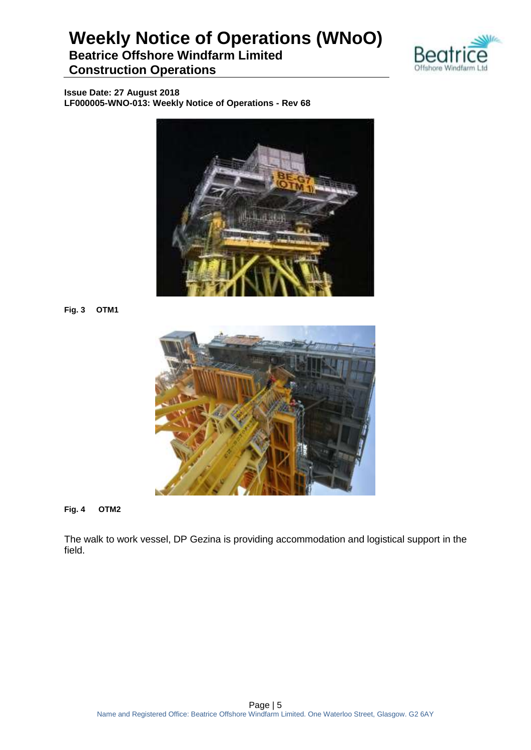Fig. 3 OTM1

Fig. 4 OTM2

The walk to work vessel, DP Gezina is providing accommodation and logistical support in the field.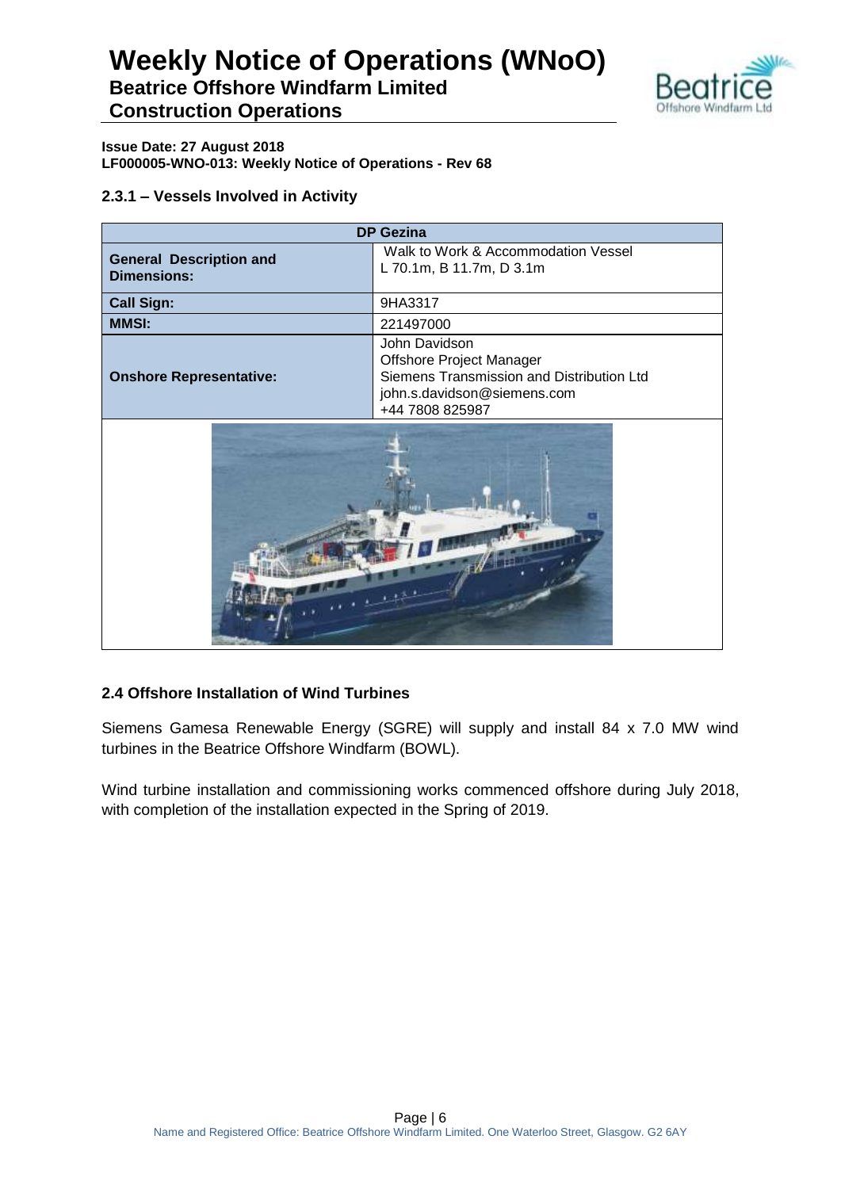**Issue Date: 27 August 2018**
**LF000005-WNO-013: Weekly Notice of Operations - Rev 68**

### 2.3.1 – Vessels Involved in Activity

| DP Gezina | |
|---|---|
| **General Description and Dimensions:** | Walk to Work & Accommodation Vessel<br>L 70.1m, B 11.7m, D 3.1m |
| **Call Sign:** | 9HA3317 |
| **MMSI:** | 221497000 |
| **Onshore Representative:** | John Davidson<br>Offshore Project Manager<br>Siemens Transmission and Distribution Ltd<br>john.s.davidson@siemens.com<br>+44 7808 825987 |

## 2.4 Offshore Installation of Wind Turbines

Siemens Gamesa Renewable Energy (SGRE) will supply and install 84 x 7.0 MW wind turbines in the Beatrice Offshore Windfarm (BOWL).

Wind turbine installation and commissioning works commenced offshore during July 2018, with completion of the installation expected in the Spring of 2019.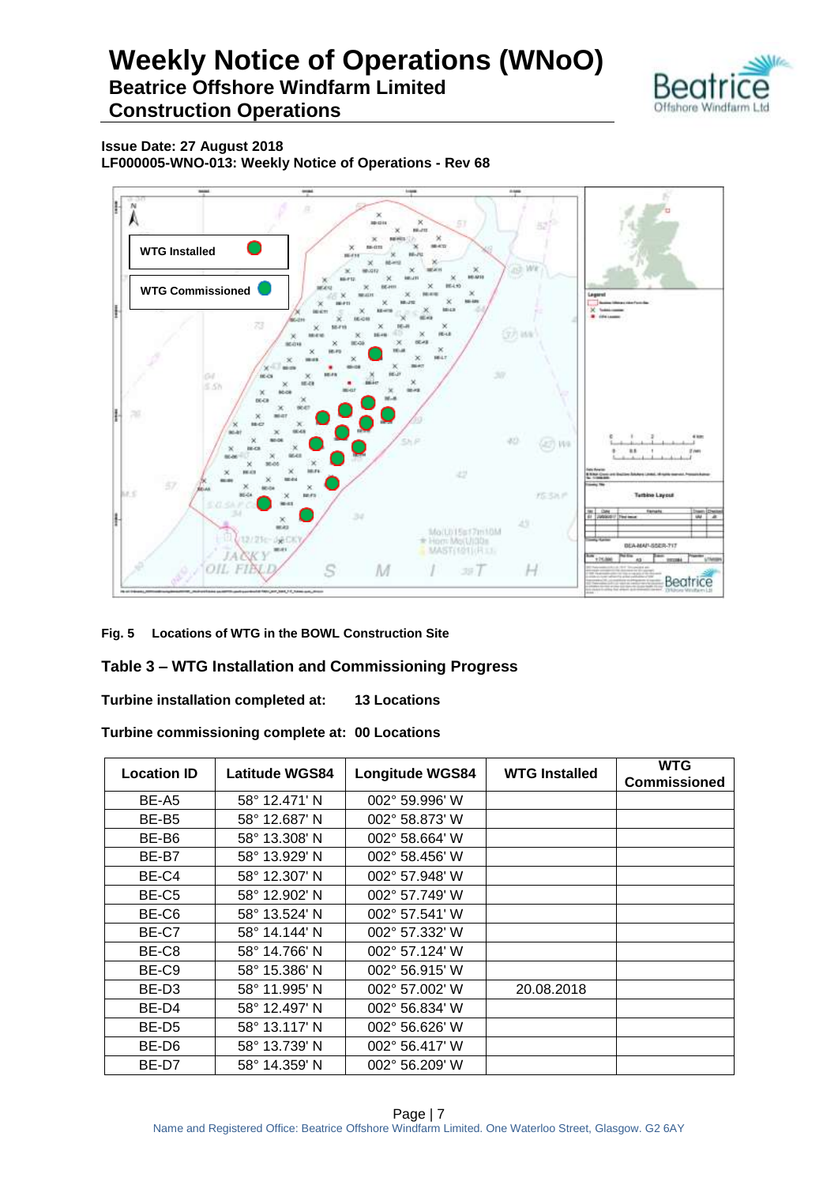**Issue Date: 27 August 2018**
**LF000005-WNO-013: Weekly Notice of Operations - Rev 68**

**Fig. 5 Locations of WTG in the BOWL Construction Site**

## Table 3 – WTG Installation and Commissioning Progress

**Turbine installation completed at: 13 Locations**

**Turbine commissioning complete at: 00 Locations**

| Location ID | Latitude WGS84 | Longitude WGS84 | WTG Installed | WTG Commissioned |
|---|---|---|---|---|
| BE-A5 | 58° 12.471' N | 002° 59.996' W | | |
| BE-B5 | 58° 12.687' N | 002° 58.873' W | | |
| BE-B6 | 58° 13.308' N | 002° 58.664' W | | |
| BE-B7 | 58° 13.929' N | 002° 58.456' W | | |
| BE-C4 | 58° 12.307' N | 002° 57.948' W | | |
| BE-C5 | 58° 12.902' N | 002° 57.749' W | | |
| BE-C6 | 58° 13.524' N | 002° 57.541' W | | |
| BE-C7 | 58° 14.144' N | 002° 57.332' W | | |
| BE-C8 | 58° 14.766' N | 002° 57.124' W | | |
| BE-C9 | 58° 15.386' N | 002° 56.915' W | | |
| BE-D3 | 58° 11.995' N | 002° 57.002' W | 20.08.2018 | |
| BE-D4 | 58° 12.497' N | 002° 56.834' W | | |
| BE-D5 | 58° 13.117' N | 002° 56.626' W | | |
| BE-D6 | 58° 13.739' N | 002° 56.417' W | | |
| BE-D7 | 58° 14.359' N | 002° 56.209' W | | |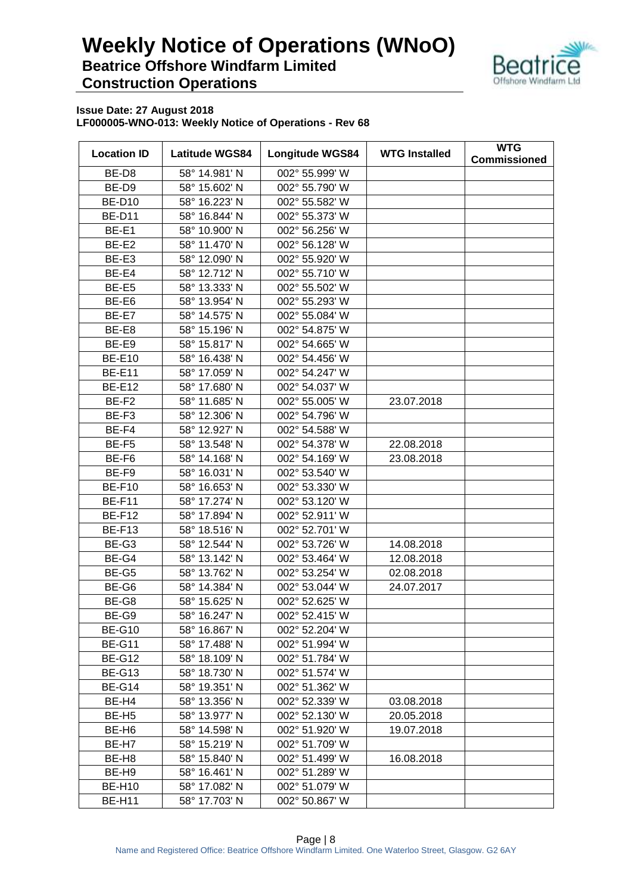# Weekly Notice of Operations (WNoO)

## Beatrice Offshore Windfarm Limited

## Construction Operations

**Issue Date: 27 August 2018**

**LF000005-WNO-013: Weekly Notice of Operations - Rev 68**

| Location ID | Latitude WGS84 | Longitude WGS84 | WTG Installed | WTG Commissioned |
|---|---|---|---|---|
| BE-D8 | 58° 14.981' N | 002° 55.999' W | | |
| BE-D9 | 58° 15.602' N | 002° 55.790' W | | |
| BE-D10 | 58° 16.223' N | 002° 55.582' W | | |
| BE-D11 | 58° 16.844' N | 002° 55.373' W | | |
| BE-E1 | 58° 10.900' N | 002° 56.256' W | | |
| BE-E2 | 58° 11.470' N | 002° 56.128' W | | |
| BE-E3 | 58° 12.090' N | 002° 55.920' W | | |
| BE-E4 | 58° 12.712' N | 002° 55.710' W | | |
| BE-E5 | 58° 13.333' N | 002° 55.502' W | | |
| BE-E6 | 58° 13.954' N | 002° 55.293' W | | |
| BE-E7 | 58° 14.575' N | 002° 55.084' W | | |
| BE-E8 | 58° 15.196' N | 002° 54.875' W | | |
| BE-E9 | 58° 15.817' N | 002° 54.665' W | | |
| BE-E10 | 58° 16.438' N | 002° 54.456' W | | |
| BE-E11 | 58° 17.059' N | 002° 54.247' W | | |
| BE-E12 | 58° 17.680' N | 002° 54.037' W | | |
| BE-F2 | 58° 11.685' N | 002° 55.005' W | 23.07.2018 | |
| BE-F3 | 58° 12.306' N | 002° 54.796' W | | |
| BE-F4 | 58° 12.927' N | 002° 54.588' W | | |
| BE-F5 | 58° 13.548' N | 002° 54.378' W | 22.08.2018 | |
| BE-F6 | 58° 14.168' N | 002° 54.169' W | 23.08.2018 | |
| BE-F9 | 58° 16.031' N | 002° 53.540' W | | |
| BE-F10 | 58° 16.653' N | 002° 53.330' W | | |
| BE-F11 | 58° 17.274' N | 002° 53.120' W | | |
| BE-F12 | 58° 17.894' N | 002° 52.911' W | | |
| BE-F13 | 58° 18.516' N | 002° 52.701' W | | |
| BE-G3 | 58° 12.544' N | 002° 53.726' W | 14.08.2018 | |
| BE-G4 | 58° 13.142' N | 002° 53.464' W | 12.08.2018 | |
| BE-G5 | 58° 13.762' N | 002° 53.254' W | 02.08.2018 | |
| BE-G6 | 58° 14.384' N | 002° 53.044' W | 24.07.2017 | |
| BE-G8 | 58° 15.625' N | 002° 52.625' W | | |
| BE-G9 | 58° 16.247' N | 002° 52.415' W | | |
| BE-G10 | 58° 16.867' N | 002° 52.204' W | | |
| BE-G11 | 58° 17.488' N | 002° 51.994' W | | |
| BE-G12 | 58° 18.109' N | 002° 51.784' W | | |
| BE-G13 | 58° 18.730' N | 002° 51.574' W | | |
| BE-G14 | 58° 19.351' N | 002° 51.362' W | | |
| BE-H4 | 58° 13.356' N | 002° 52.339' W | 03.08.2018 | |
| BE-H5 | 58° 13.977' N | 002° 52.130' W | 20.05.2018 | |
| BE-H6 | 58° 14.598' N | 002° 51.920' W | 19.07.2018 | |
| BE-H7 | 58° 15.219' N | 002° 51.709' W | | |
| BE-H8 | 58° 15.840' N | 002° 51.499' W | 16.08.2018 | |
| BE-H9 | 58° 16.461' N | 002° 51.289' W | | |
| BE-H10 | 58° 17.082' N | 002° 51.079' W | | |
| BE-H11 | 58° 17.703' N | 002° 50.867' W | | |

Name and Registered Office: Beatrice Offshore Windfarm Limited. One Waterloo Street, Glasgow. G2 6AY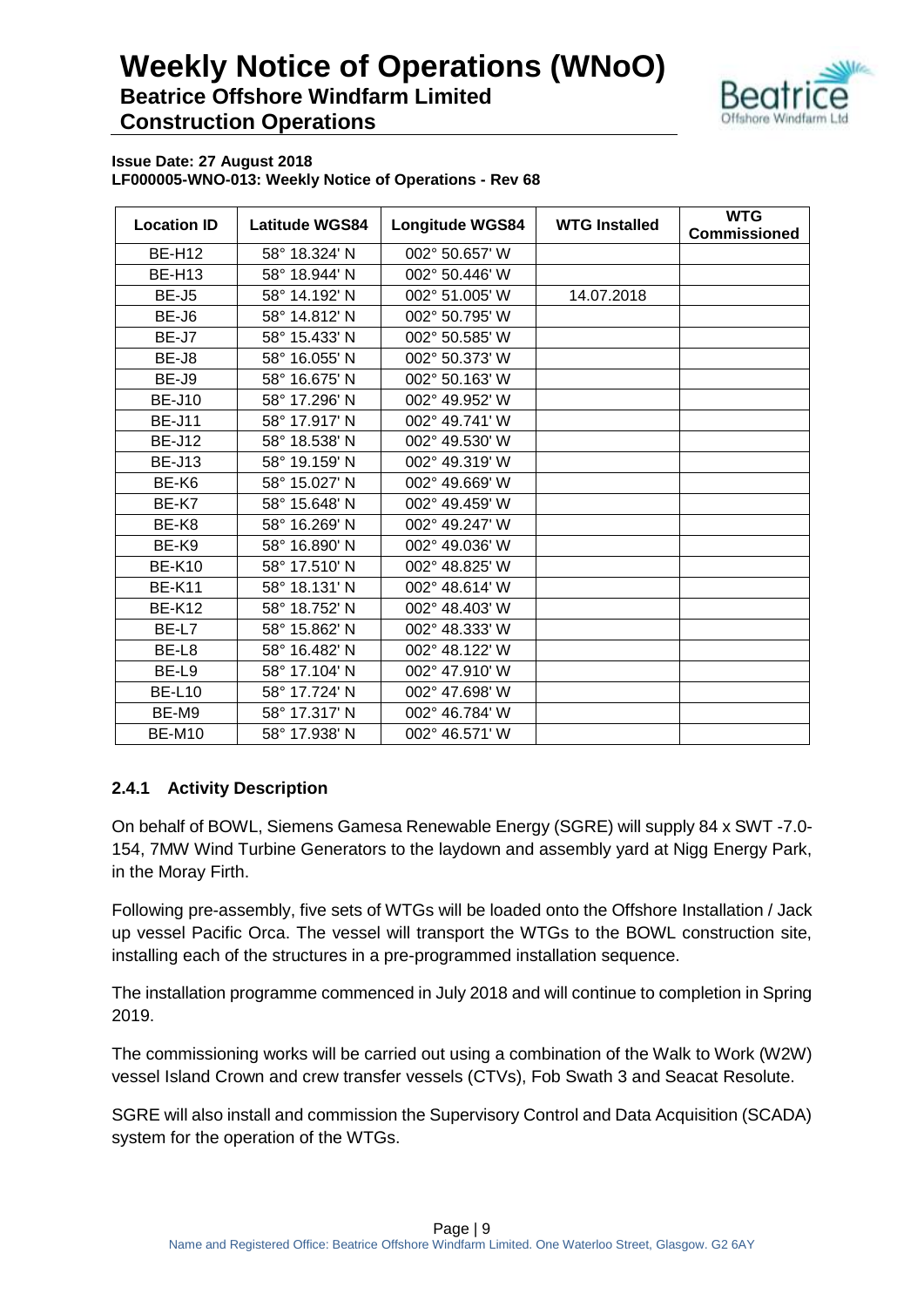| Location ID | Latitude WGS84 | Longitude WGS84 | WTG Installed | WTG Commissioned |
|---|---|---|---|---|
| BE-H12 | 58° 18.324' N | 002° 50.657' W | | |
| BE-H13 | 58° 18.944' N | 002° 50.446' W | | |
| BE-J5 | 58° 14.192' N | 002° 51.005' W | 14.07.2018 | |
| BE-J6 | 58° 14.812' N | 002° 50.795' W | | |
| BE-J7 | 58° 15.433' N | 002° 50.585' W | | |
| BE-J8 | 58° 16.055' N | 002° 50.373' W | | |
| BE-J9 | 58° 16.675' N | 002° 50.163' W | | |
| BE-J10 | 58° 17.296' N | 002° 49.952' W | | |
| BE-J11 | 58° 17.917' N | 002° 49.741' W | | |
| BE-J12 | 58° 18.538' N | 002° 49.530' W | | |
| BE-J13 | 58° 19.159' N | 002° 49.319' W | | |
| BE-K6 | 58° 15.027' N | 002° 49.669' W | | |
| BE-K7 | 58° 15.648' N | 002° 49.459' W | | |
| BE-K8 | 58° 16.269' N | 002° 49.247' W | | |
| BE-K9 | 58° 16.890' N | 002° 49.036' W | | |
| BE-K10 | 58° 17.510' N | 002° 48.825' W | | |
| BE-K11 | 58° 18.131' N | 002° 48.614' W | | |
| BE-K12 | 58° 18.752' N | 002° 48.403' W | | |
| BE-L7 | 58° 15.862' N | 002° 48.333' W | | |
| BE-L8 | 58° 16.482' N | 002° 48.122' W | | |
| BE-L9 | 58° 17.104' N | 002° 47.910' W | | |
| BE-L10 | 58° 17.724' N | 002° 47.698' W | | |
| BE-M9 | 58° 17.317' N | 002° 46.784' W | | |
| BE-M10 | 58° 17.938' N | 002° 46.571' W | | |

### 2.4.1 Activity Description

On behalf of BOWL, Siemens Gamesa Renewable Energy (SGRE) will supply 84 x SWT -7.0-154, 7MW Wind Turbine Generators to the laydown and assembly yard at Nigg Energy Park, in the Moray Firth.

Following pre-assembly, five sets of WTGs will be loaded onto the Offshore Installation / Jack up vessel Pacific Orca. The vessel will transport the WTGs to the BOWL construction site, installing each of the structures in a pre-programmed installation sequence.

The installation programme commenced in July 2018 and will continue to completion in Spring 2019.

The commissioning works will be carried out using a combination of the Walk to Work (W2W) vessel Island Crown and crew transfer vessels (CTVs), Fob Swath 3 and Seacat Resolute.

SGRE will also install and commission the Supervisory Control and Data Acquisition (SCADA) system for the operation of the WTGs.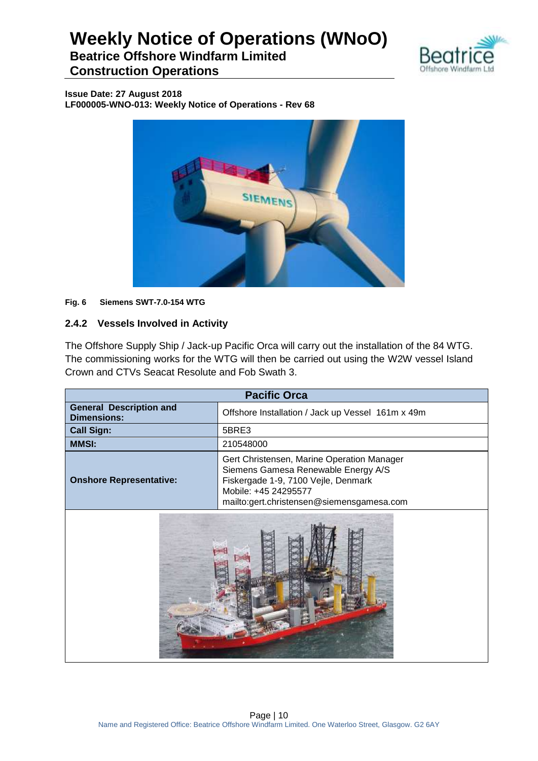Fig. 6 Siemens SWT-7.0-154 WTG

### 2.4.2 Vessels Involved in Activity

The Offshore Supply Ship / Jack-up Pacific Orca will carry out the installation of the 84 WTG. The commissioning works for the WTG will then be carried out using the W2W vessel Island Crown and CTVs Seacat Resolute and Fob Swath 3.

| Pacific Orca | |
|---|---|
| **General Description and Dimensions:** | Offshore Installation / Jack up Vessel 161m x 49m |
| **Call Sign:** | 5BRE3 |
| **MMSI:** | 210548000 |
| **Onshore Representative:** | Gert Christensen, Marine Operation Manager<br>Siemens Gamesa Renewable Energy A/S<br>Fiskergade 1-9, 7100 Vejle, Denmark<br>Mobile: +45 24295577<br>mailto:gert.christensen@siemensgamesa.com |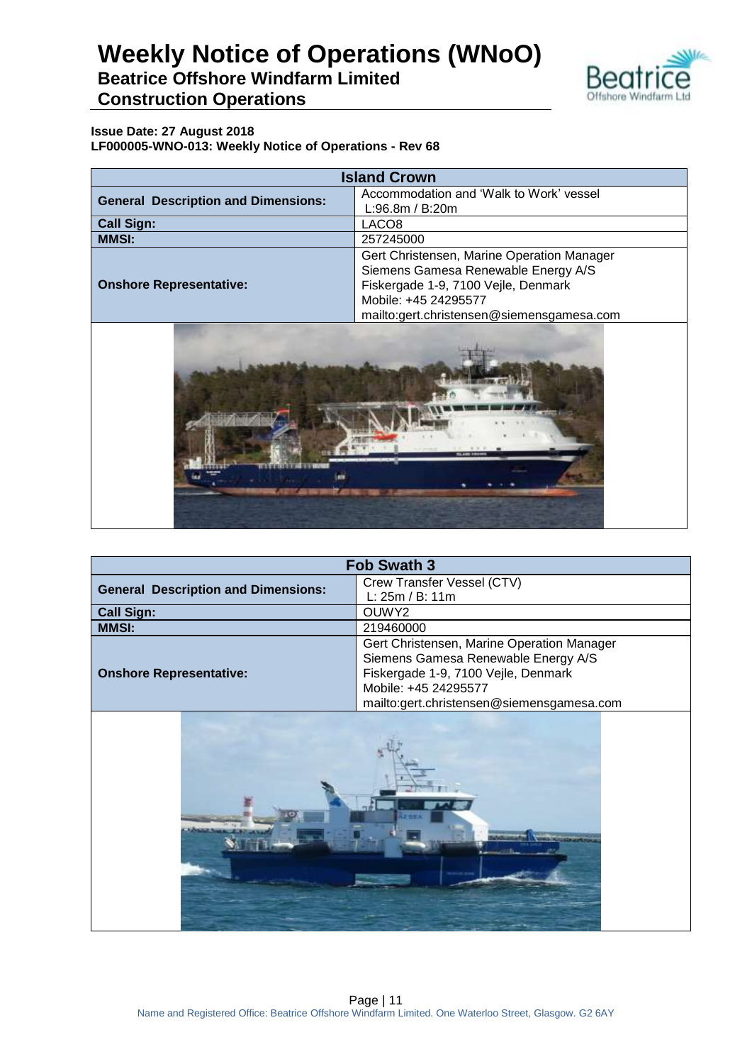# Weekly Notice of Operations (WNoO)

## Beatrice Offshore Windfarm Limited

## Construction Operations

**Issue Date: 27 August 2018**
**LF000005-WNO-013: Weekly Notice of Operations - Rev 68**

| Island Crown | |
|---|---|
| **General Description and Dimensions:** | Accommodation and 'Walk to Work' vessel L:96.8m / B:20m |
| **Call Sign:** | LACO8 |
| **MMSI:** | 257245000 |
| **Onshore Representative:** | Gert Christensen, Marine Operation Manager<br>Siemens Gamesa Renewable Energy A/S<br>Fiskergade 1-9, 7100 Vejle, Denmark<br>Mobile: +45 24295577<br>mailto:gert.christensen@siemensgamesa.com |

| Fob Swath 3 | |
|---|---|
| **General Description and Dimensions:** | Crew Transfer Vessel (CTV) L: 25m / B: 11m |
| **Call Sign:** | OUWY2 |
| **MMSI:** | 219460000 |
| **Onshore Representative:** | Gert Christensen, Marine Operation Manager<br>Siemens Gamesa Renewable Energy A/S<br>Fiskergade 1-9, 7100 Vejle, Denmark<br>Mobile: +45 24295577<br>mailto:gert.christensen@siemensgamesa.com |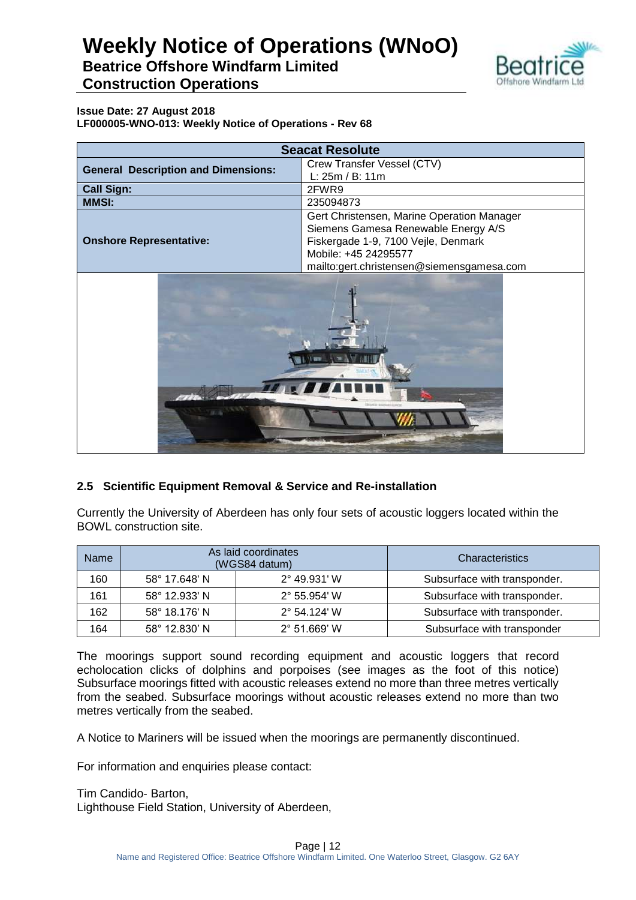**Issue Date: 27 August 2018**
**LF000005-WNO-013: Weekly Notice of Operations - Rev 68**

| Seacat Resolute | |
|---|---|
| **General Description and Dimensions:** | Crew Transfer Vessel (CTV)<br>L: 25m / B: 11m |
| **Call Sign:** | 2FWR9 |
| **MMSI:** | 235094873 |
| **Onshore Representative:** | Gert Christensen, Marine Operation Manager<br>Siemens Gamesa Renewable Energy A/S<br>Fiskergade 1-9, 7100 Vejle, Denmark<br>Mobile: +45 24295577<br>mailto:gert.christensen@siemensgamesa.com |

### 2.5 Scientific Equipment Removal & Service and Re-installation

Currently the University of Aberdeen has only four sets of acoustic loggers located within the BOWL construction site.

| Name | As laid coordinates (WGS84 datum) | | Characteristics |
|---|---|---|---|
| 160 | 58° 17.648' N | 2° 49.931' W | Subsurface with transponder. |
| 161 | 58° 12.933' N | 2° 55.954' W | Subsurface with transponder. |
| 162 | 58° 18.176' N | 2° 54.124' W | Subsurface with transponder. |
| 164 | 58° 12.830' N | 2° 51.669' W | Subsurface with transponder |

The moorings support sound recording equipment and acoustic loggers that record echolocation clicks of dolphins and porpoises (see images as the foot of this notice) Subsurface moorings fitted with acoustic releases extend no more than three metres vertically from the seabed. Subsurface moorings without acoustic releases extend no more than two metres vertically from the seabed.

A Notice to Mariners will be issued when the moorings are permanently discontinued.

For information and enquiries please contact:

Tim Candido- Barton,
Lighthouse Field Station, University of Aberdeen,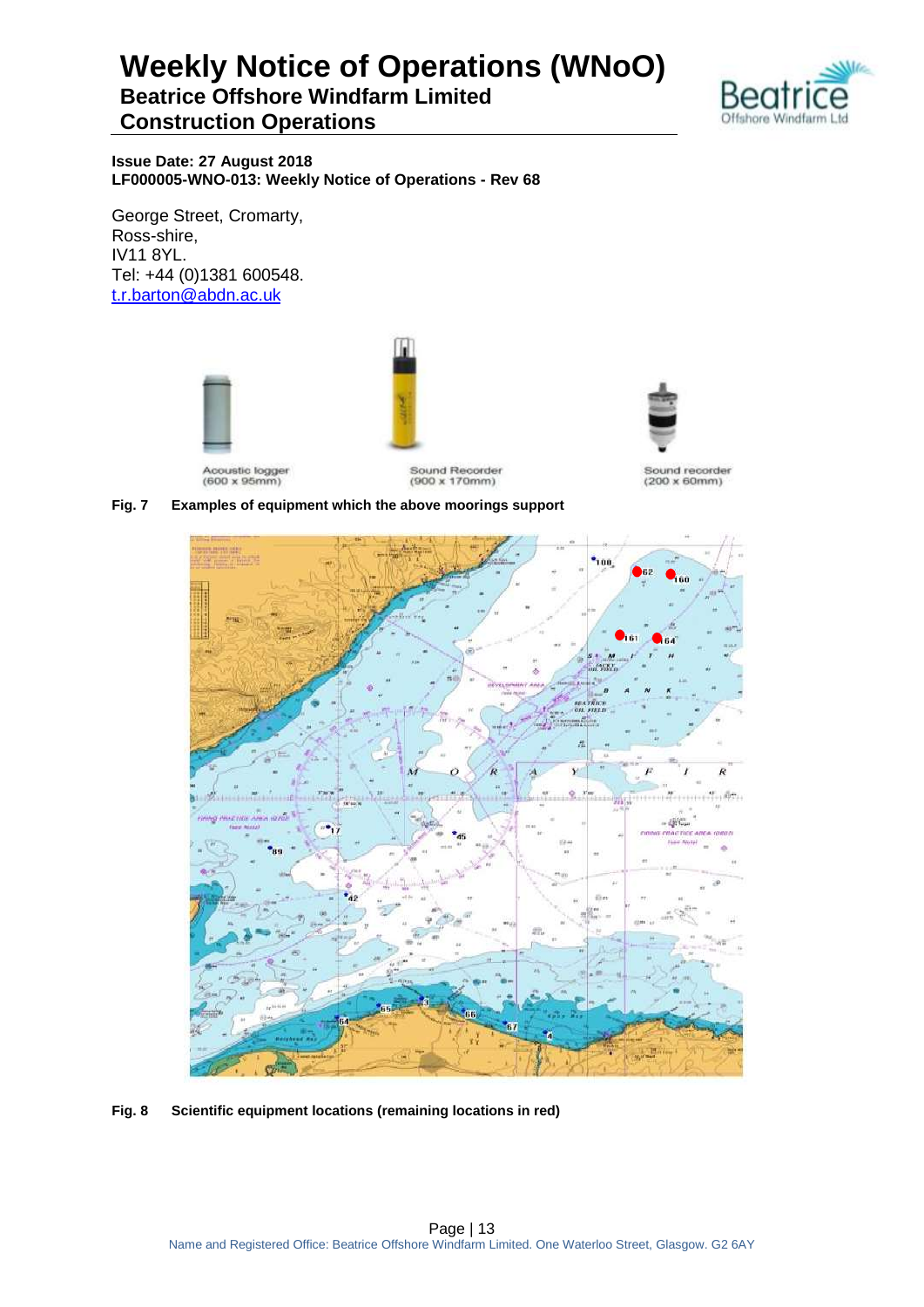**Issue Date: 27 August 2018**
**LF000005-WNO-013: Weekly Notice of Operations - Rev 68**

George Street, Cromarty,
Ross-shire,
IV11 8YL.
Tel: +44 (0)1381 600548.
t.r.barton@abdn.ac.uk

Acoustic logger (600 x 95mm) | Sound Recorder (900 x 170mm) | Sound recorder (200 x 60mm)

**Fig. 7 Examples of equipment which the above moorings support**

**Fig. 8 Scientific equipment locations (remaining locations in red)**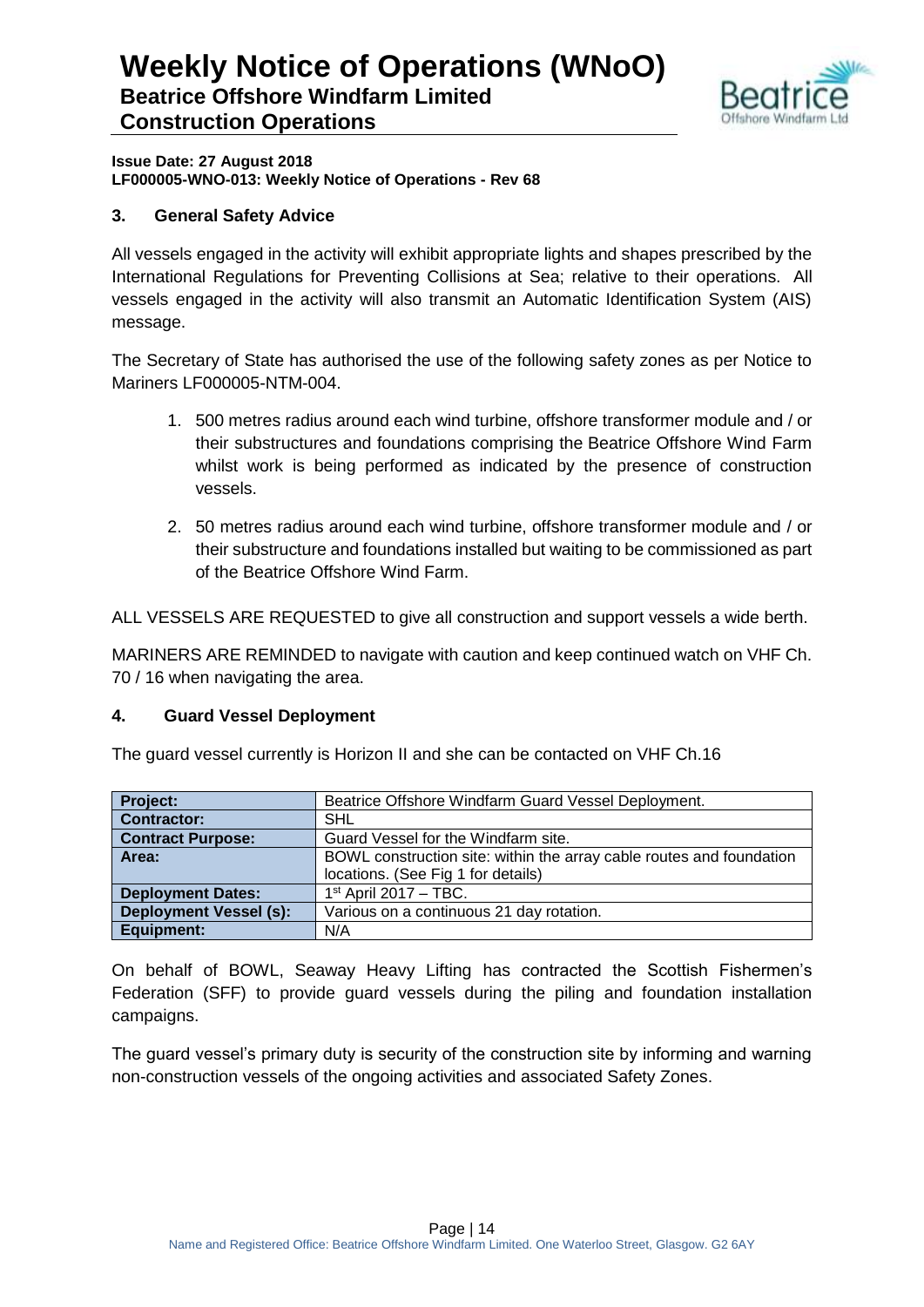## 3. General Safety Advice

All vessels engaged in the activity will exhibit appropriate lights and shapes prescribed by the International Regulations for Preventing Collisions at Sea; relative to their operations. All vessels engaged in the activity will also transmit an Automatic Identification System (AIS) message.

The Secretary of State has authorised the use of the following safety zones as per Notice to Mariners LF000005-NTM-004.

1. 500 metres radius around each wind turbine, offshore transformer module and / or their substructures and foundations comprising the Beatrice Offshore Wind Farm whilst work is being performed as indicated by the presence of construction vessels.
2. 50 metres radius around each wind turbine, offshore transformer module and / or their substructure and foundations installed but waiting to be commissioned as part of the Beatrice Offshore Wind Farm.

ALL VESSELS ARE REQUESTED to give all construction and support vessels a wide berth.

MARINERS ARE REMINDED to navigate with caution and keep continued watch on VHF Ch. 70 / 16 when navigating the area.

## 4. Guard Vessel Deployment

The guard vessel currently is Horizon II and she can be contacted on VHF Ch.16

| **Project:** | Beatrice Offshore Windfarm Guard Vessel Deployment. |
|---|---|
| **Contractor:** | SHL |
| **Contract Purpose:** | Guard Vessel for the Windfarm site. |
| **Area:** | BOWL construction site: within the array cable routes and foundation locations. (See Fig 1 for details) |
| **Deployment Dates:** | 1st April 2017 – TBC. |
| **Deployment Vessel (s):** | Various on a continuous 21 day rotation. |
| **Equipment:** | N/A |

On behalf of BOWL, Seaway Heavy Lifting has contracted the Scottish Fishermen's Federation (SFF) to provide guard vessels during the piling and foundation installation campaigns.

The guard vessel's primary duty is security of the construction site by informing and warning non-construction vessels of the ongoing activities and associated Safety Zones.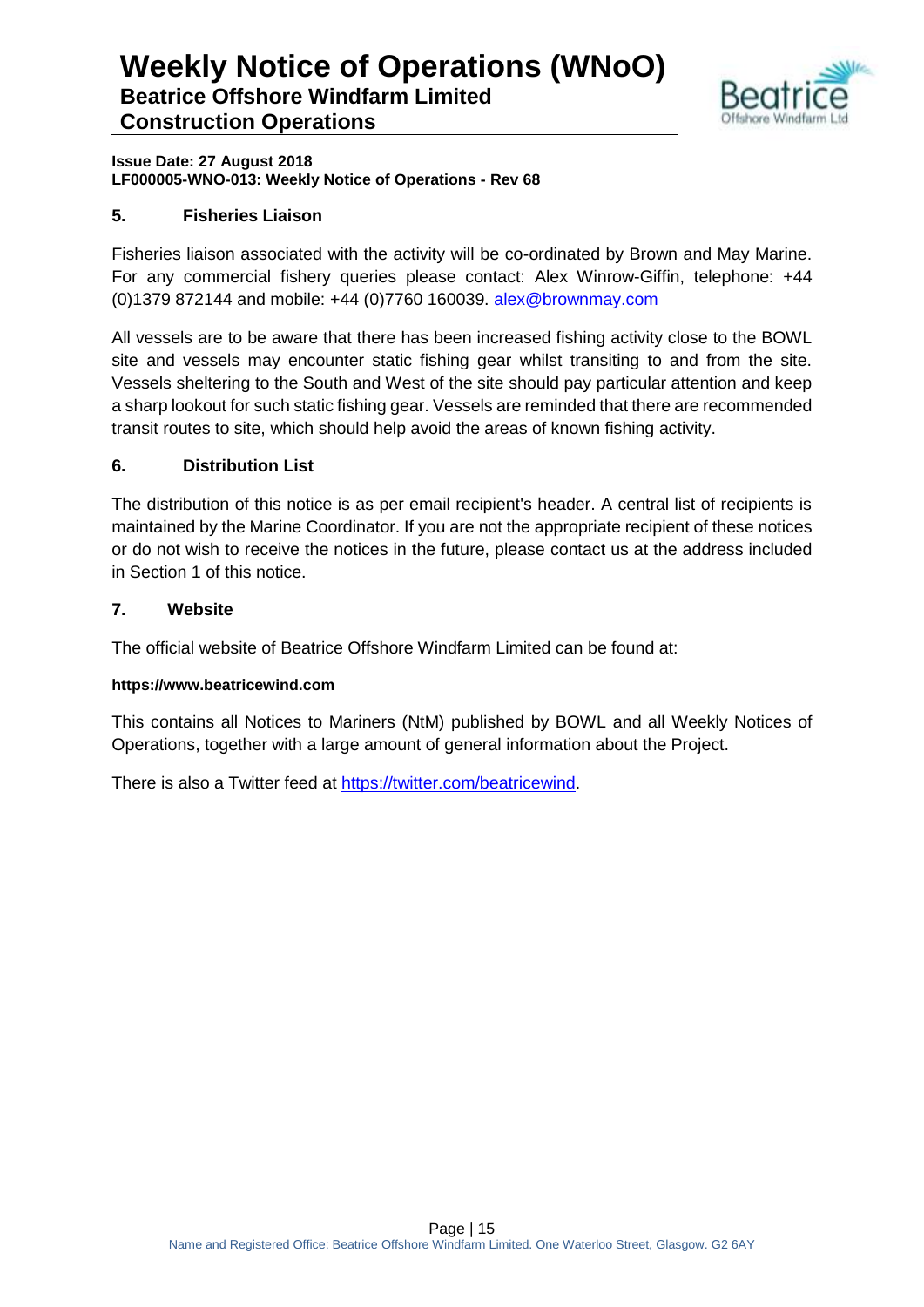## 5. Fisheries Liaison

Fisheries liaison associated with the activity will be co-ordinated by Brown and May Marine. For any commercial fishery queries please contact: Alex Winrow-Giffin, telephone: +44 (0)1379 872144 and mobile: +44 (0)7760 160039. alex@brownmay.com

All vessels are to be aware that there has been increased fishing activity close to the BOWL site and vessels may encounter static fishing gear whilst transiting to and from the site. Vessels sheltering to the South and West of the site should pay particular attention and keep a sharp lookout for such static fishing gear. Vessels are reminded that there are recommended transit routes to site, which should help avoid the areas of known fishing activity.

## 6. Distribution List

The distribution of this notice is as per email recipient's header. A central list of recipients is maintained by the Marine Coordinator. If you are not the appropriate recipient of these notices or do not wish to receive the notices in the future, please contact us at the address included in Section 1 of this notice.

## 7. Website

The official website of Beatrice Offshore Windfarm Limited can be found at:

**https://www.beatricewind.com**

This contains all Notices to Mariners (NtM) published by BOWL and all Weekly Notices of Operations, together with a large amount of general information about the Project.

There is also a Twitter feed at https://twitter.com/beatricewind.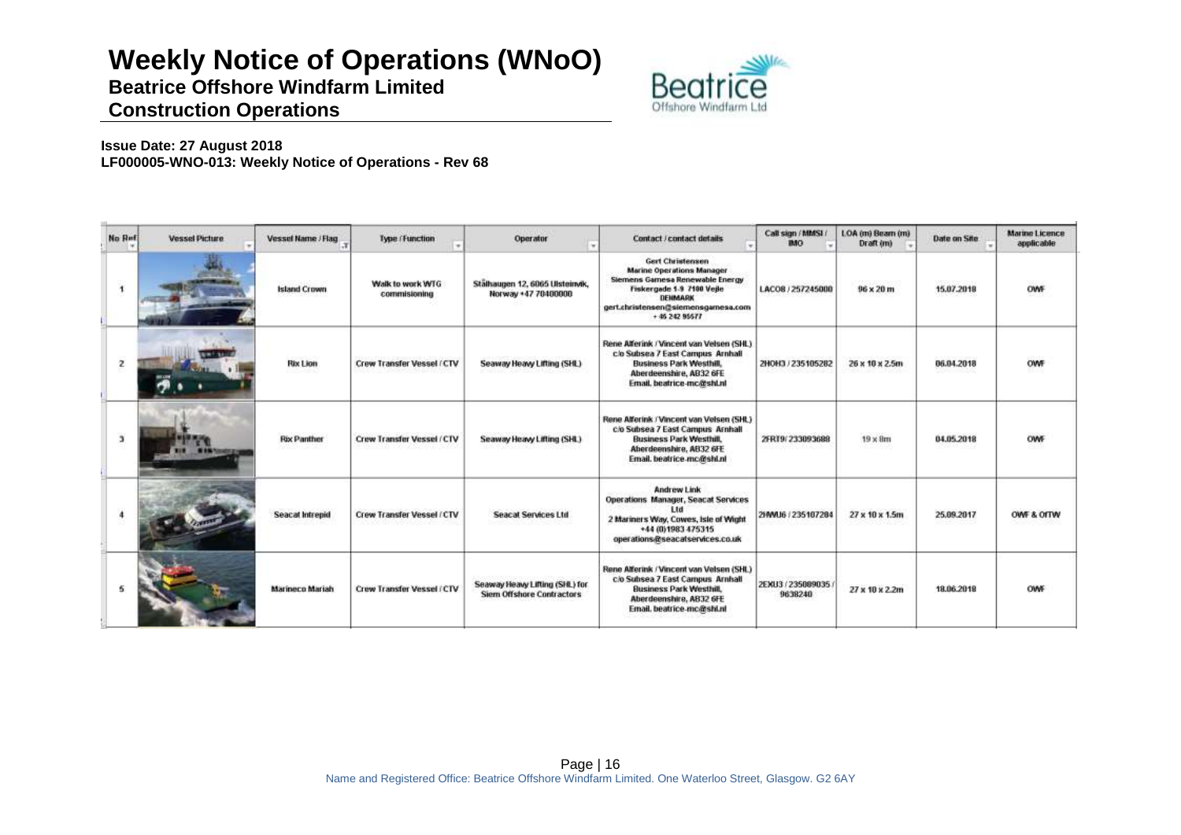# Weekly Notice of Operations (WNoO)

**Beatrice Offshore Windfarm Limited**

**Construction Operations**

**Issue Date: 27 August 2018**
**LF000005-WNO-013: Weekly Notice of Operations - Rev 68**

| No Ref | Vessel Picture | Vessel Name / Flag | Type / Function | Operator | Contact / contact details | Call sign / MMSI / IMO | LOA (m) Beam (m) Draft (m) | Date on Site | Marine Licence applicable |
|---|---|---|---|---|---|---|---|---|---|
| 1 | | Island Crown | Walk to work WTG commisioning | Stålhaugen 12, 6065 Ulsteinvik, Norway +47 70400000 | Gert Christensen Marine Operations Manager Siemens Gamesa Renewable Energy Fiskergade 1-9 7100 Vejle DENMARK gert.christensen@siemensgamesa.com + 45 242 95577 | LACO8 / 257245000 | 96 x 20 m | 15.07.2018 | OWF |
| 2 | | Rix Lion | Crew Transfer Vessel / CTV | Seaway Heavy Lifting (SHL) | Rene Alferink / Vincent van Velsen (SHL) c/o Subsea 7 East Campus Arnhall Business Park Westhill, Aberdeenshire, AB32 6FE Email. beatrice-mc@shl.nl | 2HOH3 / 235105282 | 26 x 10 x 2.5m | 06.04.2018 | OWF |
| 3 | | Rix Panther | Crew Transfer Vessel / CTV | Seaway Heavy Lifting (SHL) | Rene Alferink / Vincent van Velsen (SHL) c/o Subsea 7 East Campus Arnhall Business Park Westhill, Aberdeenshire, AB32 6FE Email. beatrice-mc@shl.nl | 2FRT9/ 233093688 | 19 x 8m | 04.05.2018 | OWF |
| 4 | | Seacat Intrepid | Crew Transfer Vessel / CTV | Seacat Services Ltd | Andrew Link Operations Manager, Seacat Services Ltd 2 Mariners Way, Cowes, Isle of Wight +44 (0)1983 475315 operations@seacatservices.co.uk | 2HWU6 / 235107284 | 27 x 10 x 1.5m | 25.09.2017 | OWF & OfTW |
| 5 | | Marineco Mariah | Crew Transfer Vessel / CTV | Seaway Heavy Lifting (SHL) for Siem Offshore Contractors | Rene Alferink / Vincent van Velsen (SHL) c/o Subsea 7 East Campus Arnhall Business Park Westhill, Aberdeenshire, AB32 6FE Email. beatrice-mc@shl.nl | 2EXU3 / 235089035 / 9638240 | 27 x 10 x 2.2m | 18.06.2018 | OWF |

Name and Registered Office: Beatrice Offshore Windfarm Limited. One Waterloo Street, Glasgow. G2 6AY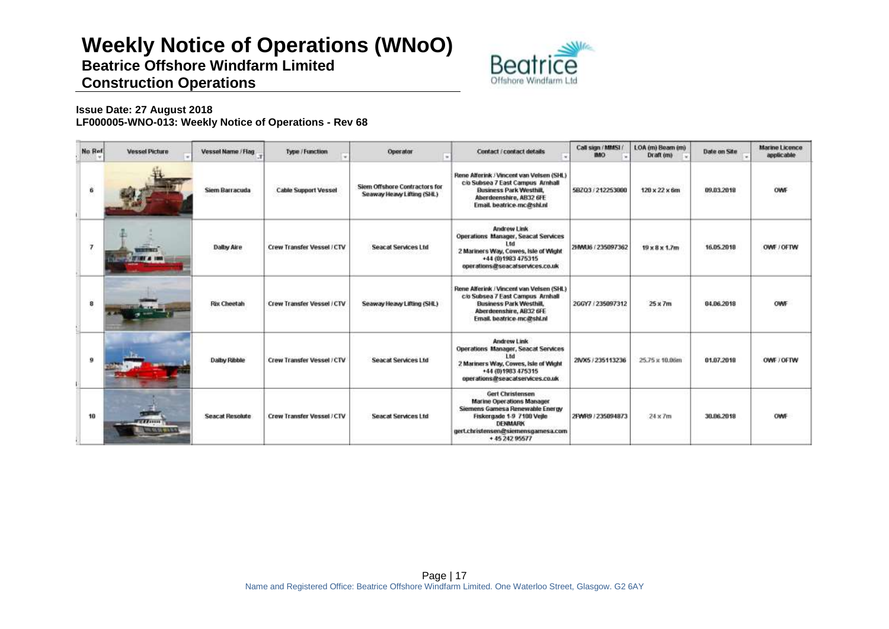# Weekly Notice of Operations (WNoO)

**Beatrice Offshore Windfarm Limited**

**Construction Operations**

**Issue Date: 27 August 2018**
**LF000005-WNO-013: Weekly Notice of Operations - Rev 68**

| No Ref | Vessel Picture | Vessel Name / Flag | Type / Function | Operator | Contact / contact details | Call sign / MMSI / IMO | LOA (m) Beam (m) Draft (m) | Date on Site | Marine Licence applicable |
|---|---|---|---|---|---|---|---|---|---|
| 6 | | Siem Barracuda | Cable Support Vessel | Siem Offshore Contractors for Seaway Heavy Lifting (SHL) | Rene Alferink / Vincent van Velsen (SHL) c/o Subsea 7 East Campus Arnhall Business Park Westhill, Aberdeenshire, AB32 6FE Email. beatrice-mc@shl.nl | 5BZQ3 / 212253000 | 120 x 22 x 6m | 09.03.2018 | OWF |
| 7 | | Dalby Aire | Crew Transfer Vessel / CTV | Seacat Services Ltd | Andrew Link Operations Manager, Seacat Services Ltd 2 Mariners Way, Cowes, Isle of Wight +44 (0)1983 475315 operations@seacatservices.co.uk | 2HWU6 / 235097362 | 19 x 8 x 1.7m | 16.05.2018 | OWF / OFTW |
| 8 | | Rix Cheetah | Crew Transfer Vessel / CTV | Seaway Heavy Lifting (SHL) | Rene Alferink / Vincent van Velsen (SHL) c/o Subsea 7 East Campus Arnhall Business Park Westhill, Aberdeenshire, AB32 6FE Email. beatrice-mc@shl.nl | 2GGY7 / 235097312 | 25 x 7m | 04.06.2018 | OWF |
| 9 | | Dalby Ribble | Crew Transfer Vessel / CTV | Seacat Services Ltd | Andrew Link Operations Manager, Seacat Services Ltd 2 Mariners Way, Cowes, Isle of Wight +44 (0)1983 475315 operations@seacatservices.co.uk | 2IVX5 / 235113236 | 25.75 x 10.06m | 01.07.2018 | OWF / OFTW |
| 10 | | Seacat Resolute | Crew Transfer Vessel / CTV | Seacat Services Ltd | Gert Christensen Marine Operations Manager Siemens Gamesa Renewable Energy Fiskergade 1-9 7100 Vejle DENMARK gert.christensen@siemensgamesa.com + 45 242 95577 | 2FWR9 / 235094873 | 24 x 7m | 30.06.2018 | OWF |

Name and Registered Office: Beatrice Offshore Windfarm Limited. One Waterloo Street, Glasgow. G2 6AY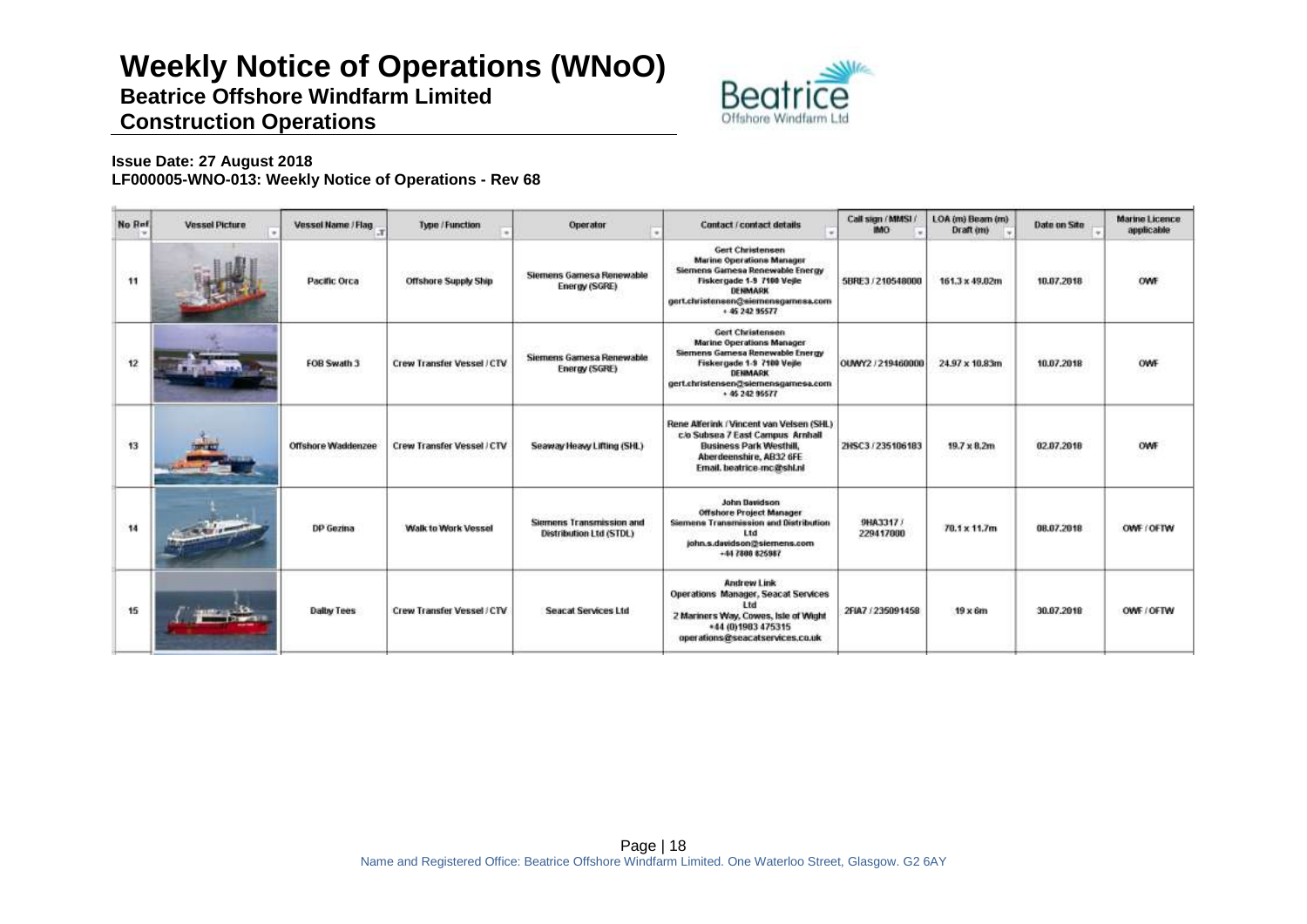# Weekly Notice of Operations (WNoO)

## Beatrice Offshore Windfarm Limited

## Construction Operations

**Issue Date: 27 August 2018**
**LF000005-WNO-013: Weekly Notice of Operations - Rev 68**

| No Ref | Vessel Picture | Vessel Name / Flag | Type / Function | Operator | Contact / contact details | Call sign / MMSI / IMO | LOA (m) Beam (m) Draft (m) | Date on Site | Marine Licence applicable |
|---|---|---|---|---|---|---|---|---|---|
| 11 | | Pacific Orca | Offshore Supply Ship | Siemens Gamesa Renewable Energy (SGRE) | Gert Christensen Marine Operations Manager Siemens Gamesa Renewable Energy Fiskergade 1-9 7100 Vejle DENMARK gert.christensen@siemensgamesa.com + 45 242 95577 | 5BRE3 / 210548000 | 161.3 x 49.02m | 10.07.2018 | OWF |
| 12 | | FOB Swath 3 | Crew Transfer Vessel / CTV | Siemens Gamesa Renewable Energy (SGRE) | Gert Christensen Marine Operations Manager Siemens Gamesa Renewable Energy Fiskergade 1-9 7100 Vejle DENMARK gert.christensen@siemensgamesa.com + 45 242 95577 | OUWY2 / 219460000 | 24.97 x 10.83m | 10.07.2018 | OWF |
| 13 | | Offshore Waddenzee | Crew Transfer Vessel / CTV | Seaway Heavy Lifting (SHL) | Rene Alferink / Vincent van Velsen (SHL) c/o Subsea 7 East Campus Arnhall Business Park Westhill, Aberdeenshire, AB32 6FE Email. beatrice-mc@shl.nl | 2HSC3 / 235106183 | 19.7 x 8.2m | 02.07.2018 | OWF |
| 14 | | DP Gezina | Walk to Work Vessel | Siemens Transmission and Distribution Ltd (STDL) | John Davidson Offshore Project Manager Siemens Transmission and Distribution Ltd john.s.davidson@siemens.com +44 7800 825987 | 9HA3317 / 229417000 | 70.1 x 11.7m | 08.07.2018 | OWF / OFTW |
| 15 | | Dalby Tees | Crew Transfer Vessel / CTV | Seacat Services Ltd | Andrew Link Operations Manager, Seacat Services Ltd 2 Mariners Way, Cowes, Isle of Wight +44 (0)1983 475315 operations@seacatservices.co.uk | 2FIA7 / 235091458 | 19 x 6m | 30.07.2018 | OWF / OFTW |

Name and Registered Office: Beatrice Offshore Windfarm Limited. One Waterloo Street, Glasgow. G2 6AY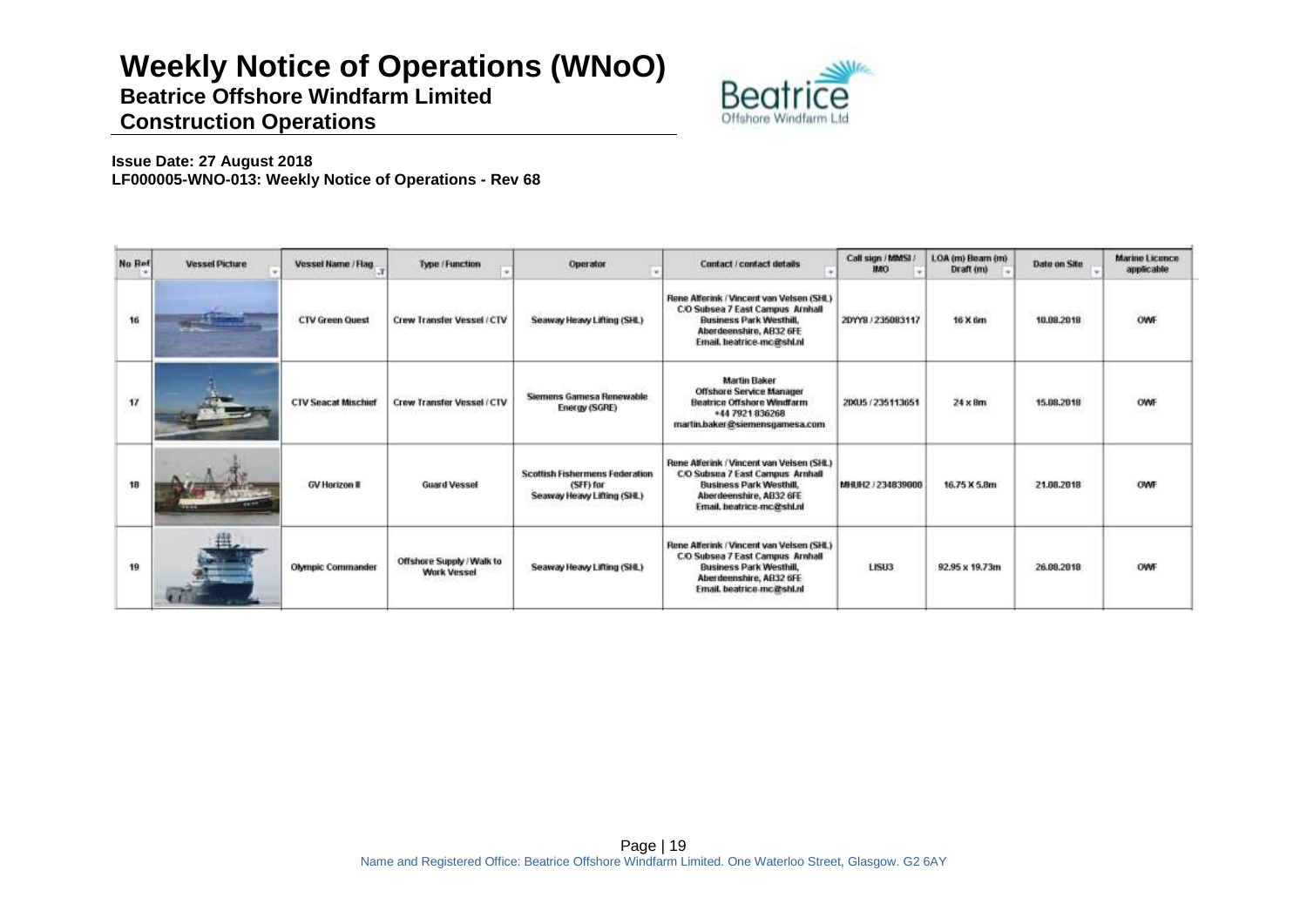# Weekly Notice of Operations (WNoO)

**Beatrice Offshore Windfarm Limited**

**Construction Operations**

**Issue Date: 27 August 2018**

**LF000005-WNO-013: Weekly Notice of Operations - Rev 68**

| No Ref | Vessel Picture | Vessel Name / Flag | Type / Function | Operator | Contact / contact details | Call sign / MMSI / IMO | LOA (m) Beam (m) Draft (m) | Date on Site | Marine Licence applicable |
|---|---|---|---|---|---|---|---|---|---|
| 16 | | CTV Green Quest | Crew Transfer Vessel / CTV | Seaway Heavy Lifting (SHL) | Rene Alferink / Vincent van Velsen (SHL) C/O Subsea 7 East Campus Arnhall Business Park Westhill, Aberdeenshire, AB32 6FE Email. beatrice-mc@shl.nl | 2DYY8 / 235083117 | 16 X 6m | 10.08.2018 | OWF |
| 17 | | CTV Seacat Mischief | Crew Transfer Vessel / CTV | Siemens Gamesa Renewable Energy (SGRE) | Martin Baker Offshore Service Manager Beatrice Offshore Windfarm +44 7921 836268 martin.baker@siemensgamesa.com | 2DXU5 / 235113651 | 24 x 8m | 15.08.2018 | OWF |
| 18 | | GV Horizon II | Guard Vessel | Scottish Fishermens Federation (SFF) for Seaway Heavy Lifting (SHL) | Rene Alferink / Vincent van Velsen (SHL) C/O Subsea 7 East Campus Arnhall Business Park Westhill, Aberdeenshire, AB32 6FE Email. beatrice-mc@shl.nl | MHUH2 / 234839000 | 16.75 X 5.8m | 21.08.2018 | OWF |
| 19 | | Olympic Commander | Offshore Supply / Walk to Work Vessel | Seaway Heavy Lifting (SHL) | Rene Alferink / Vincent van Velsen (SHL) C/O Subsea 7 East Campus Arnhall Business Park Westhill, Aberdeenshire, AB32 6FE Email. beatrice-mc@shl.nl | LISU3 | 92.95 x 19.73m | 26.08.2018 | OWF |

Name and Registered Office: Beatrice Offshore Windfarm Limited. One Waterloo Street, Glasgow. G2 6AY